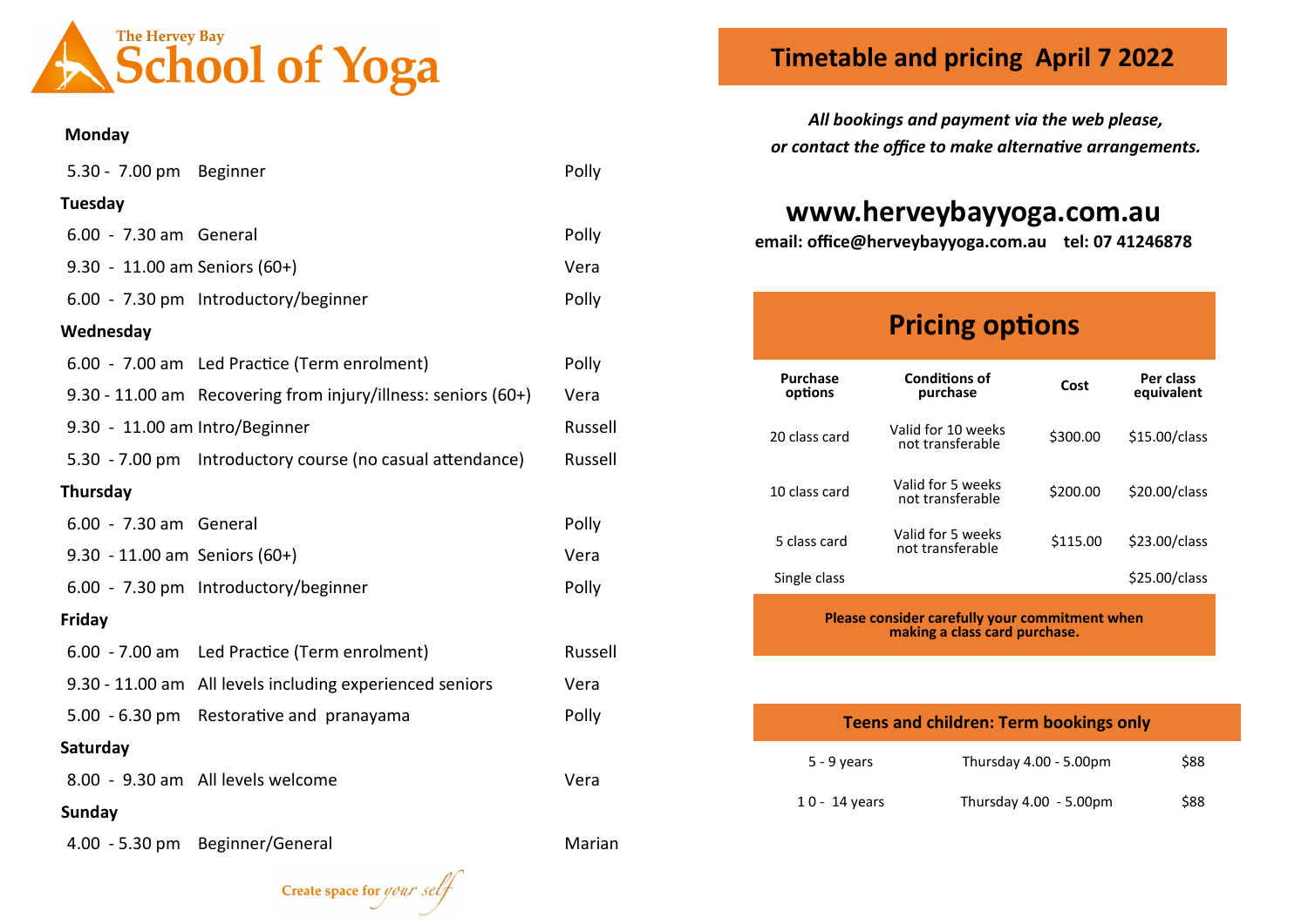# The Hervey Bay School of Yoga

## Timetable and pricing April 7 2022

### Monday

| | | |
|---|---|---|
| 5.30 - 7.00 pm | Beginner | Polly |

### Tuesday

| | | |
|---|---|---|
| 6.00 - 7.30 am | General | Polly |
| 9.30 - 11.00 am | Seniors (60+) | Vera |
| 6.00 - 7.30 pm | Introductory/beginner | Polly |

### Wednesday

| | | |
|---|---|---|
| 6.00 - 7.00 am | Led Practice (Term enrolment) | Polly |
| 9.30 - 11.00 am | Recovering from injury/illness: seniors (60+) | Vera |
| 9.30 - 11.00 am | Intro/Beginner | Russell |
| 5.30 - 7.00 pm | Introductory course (no casual attendance) | Russell |

### Thursday

| | | |
|---|---|---|
| 6.00 - 7.30 am | General | Polly |
| 9.30 - 11.00 am | Seniors (60+) | Vera |
| 6.00 - 7.30 pm | Introductory/beginner | Polly |

### Friday

| | | |
|---|---|---|
| 6.00 - 7.00 am | Led Practice (Term enrolment) | Russell |
| 9.30 - 11.00 am | All levels including experienced seniors | Vera |
| 5.00 - 6.30 pm | Restorative and pranayama | Polly |

### Saturday

| | | |
|---|---|---|
| 8.00 - 9.30 am | All levels welcome | Vera |

### Sunday

| | | |
|---|---|---|
| 4.00 - 5.30 pm | Beginner/General | Marian |

Create space for *your self*

*All bookings and payment via the web please, or contact the office to make alternative arrangements.*

**www.herveybayyoga.com.au**

**email: office@herveybayyoga.com.au tel: 07 41246878**

## Pricing options

| Purchase options | Conditions of purchase | Cost | Per class equivalent |
|---|---|---|---|
| 20 class card | Valid for 10 weeks not transferable | $300.00 | $15.00/class |
| 10 class card | Valid for 5 weeks not transferable | $200.00 | $20.00/class |
| 5 class card | Valid for 5 weeks not transferable | $115.00 | $23.00/class |
| Single class | | | $25.00/class |

**Please consider carefully your commitment when making a class card purchase.**

### Teens and children: Term bookings only

| | | |
|---|---|---|
| 5 - 9 years | Thursday 4.00 - 5.00pm | $88 |
| 10 - 14 years | Thursday 4.00 - 5.00pm | $88 |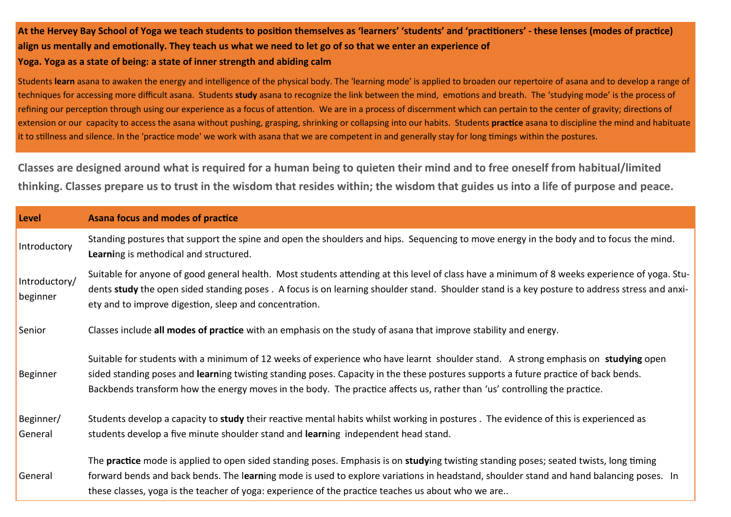**At the Hervey Bay School of Yoga we teach students to position themselves as 'learners' 'students' and 'practitioners' - these lenses (modes of practice) align us mentally and emotionally. They teach us what we need to let go of so that we enter an experience of Yoga. Yoga as a state of being: a state of inner strength and abiding calm**

Students **learn** asana to awaken the energy and intelligence of the physical body. The 'learning mode' is applied to broaden our repertoire of asana and to develop a range of techniques for accessing more difficult asana. Students **study** asana to recognize the link between the mind, emotions and breath. The 'studying mode' is the process of refining our perception through using our experience as a focus of attention. We are in a process of discernment which can pertain to the center of gravity; directions of extension or our capacity to access the asana without pushing, grasping, shrinking or collapsing into our habits. Students **practice** asana to discipline the mind and habituate it to stillness and silence. In the 'practice mode' we work with asana that we are competent in and generally stay for long timings within the postures.

**Classes are designed around what is required for a human being to quieten their mind and to free oneself from habitual/limited thinking. Classes prepare us to trust in the wisdom that resides within; the wisdom that guides us into a life of purpose and peace.**

| Level | Asana focus and modes of practice |
|---|---|
| Introductory | Standing postures that support the spine and open the shoulders and hips. Sequencing to move energy in the body and to focus the mind. **Learni**ng is methodical and structured. |
| Introductory/ beginner | Suitable for anyone of good general health. Most students attending at this level of class have a minimum of 8 weeks experience of yoga. Students **study** the open sided standing poses . A focus is on learning shoulder stand. Shoulder stand is a key posture to address stress and anxiety and to improve digestion, sleep and concentration. |
| Senior | Classes include **all modes of practice** with an emphasis on the study of asana that improve stability and energy. |
| Beginner | Suitable for students with a minimum of 12 weeks of experience who have learnt shoulder stand. A strong emphasis on **studying** open sided standing poses and **learn**ing twisting standing poses. Capacity in the these postures supports a future practice of back bends. Backbends transform how the energy moves in the body. The practice affects us, rather than 'us' controlling the practice. |
| Beginner/ General | Students develop a capacity to **study** their reactive mental habits whilst working in postures . The evidence of this is experienced as students develop a five minute shoulder stand and **learn**ing independent head stand. |
| General | The **practice** mode is applied to open sided standing poses. Emphasis is on **study**ing twisting standing poses; seated twists, long timing forward bends and back bends. The l**earn**ing mode is used to explore variations in headstand, shoulder stand and hand balancing poses. In these classes, yoga is the teacher of yoga: experience of the practice teaches us about who we are.. |